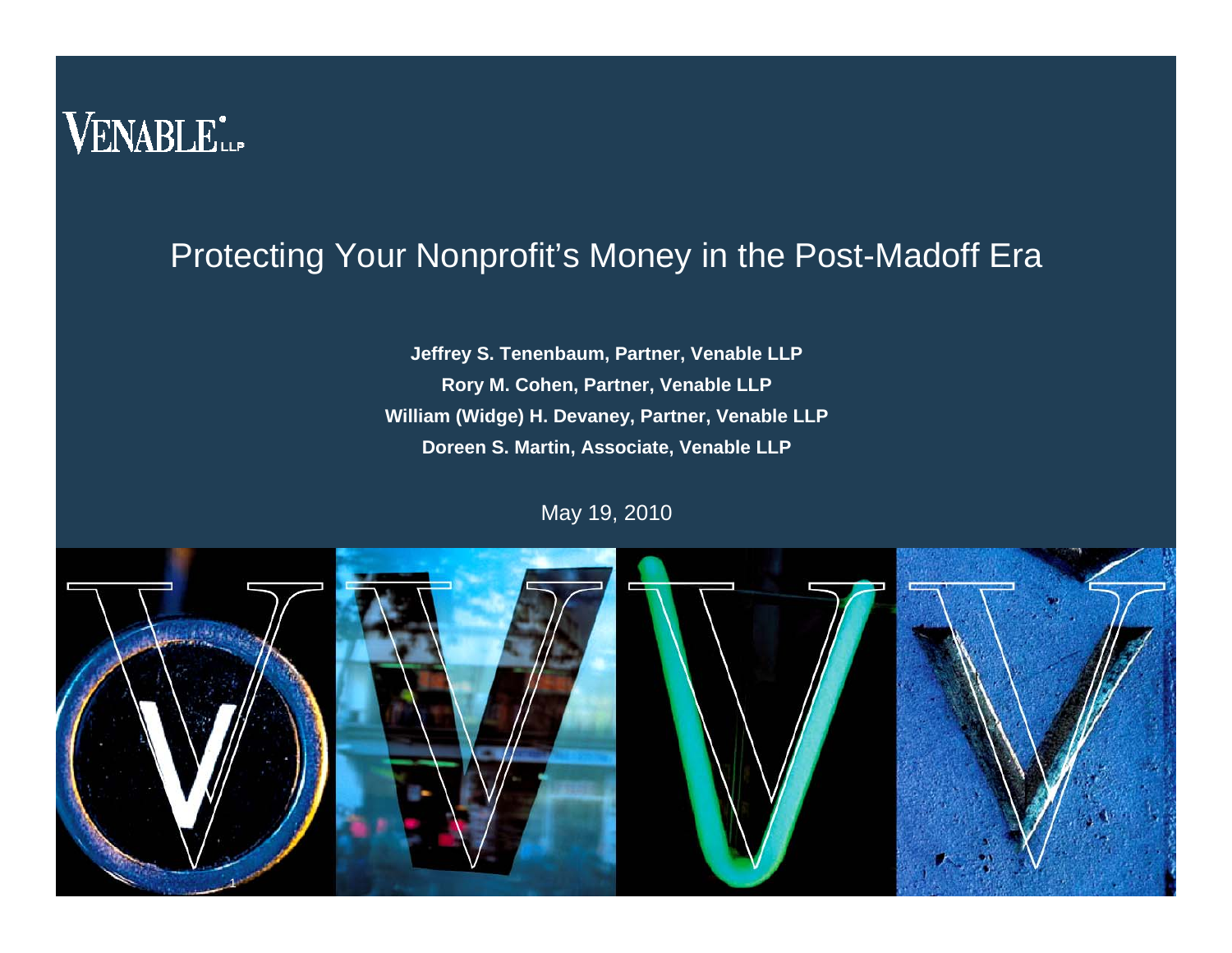VENABLE LLP

# Protecting Your Nonprofit's Money in the Post-Madoff Era

**Jeffrey S. Tenenbaum, Partner, Venable LLP**

**Rory M. Cohen, Partner, Venable LLP**

**William (Widge) H. Devaney, Partner, Venable LLP**

**Doreen S. Martin, Associate, Venable LLP**

May 19, 2010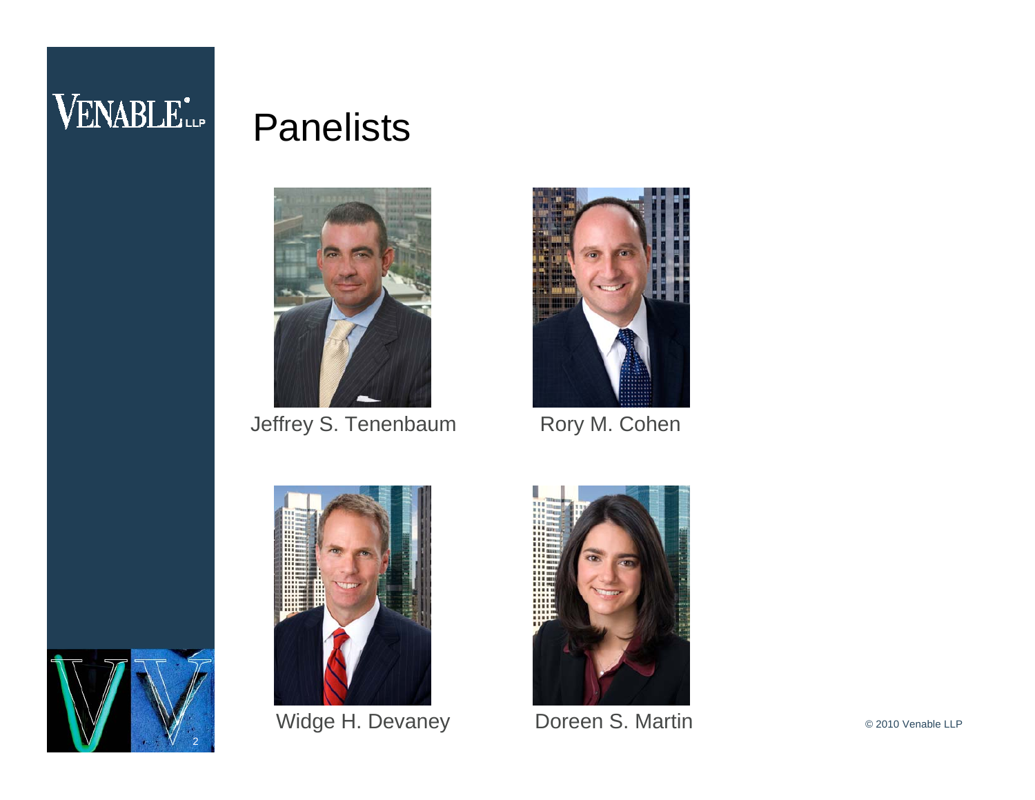# Panelists

Jeffrey S. Tenenbaum

Rory M. Cohen

Widge H. Devaney

Doreen S. Martin

© 2010 Venable LLP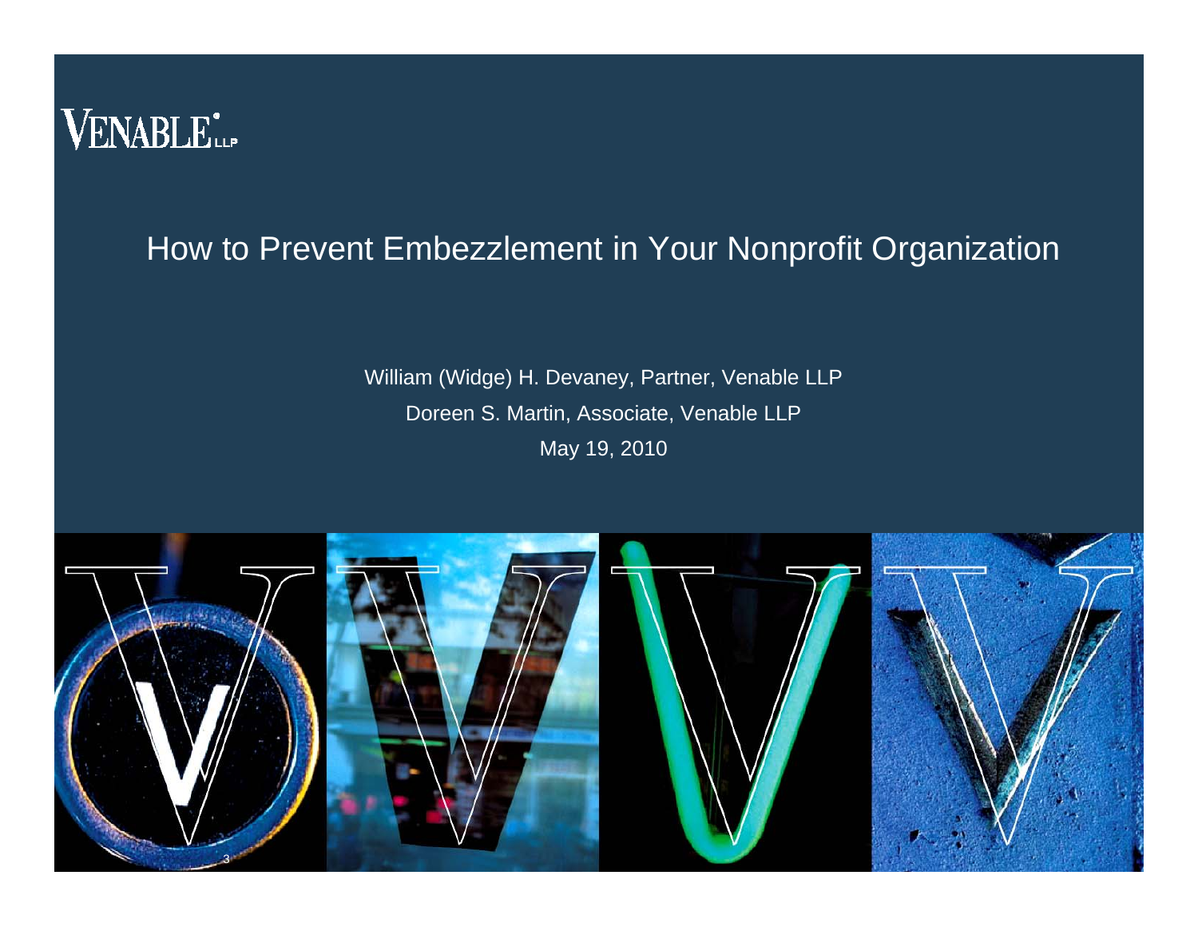VENABLE LLP

# How to Prevent Embezzlement in Your Nonprofit Organization

William (Widge) H. Devaney, Partner, Venable LLP

Doreen S. Martin, Associate, Venable LLP

May 19, 2010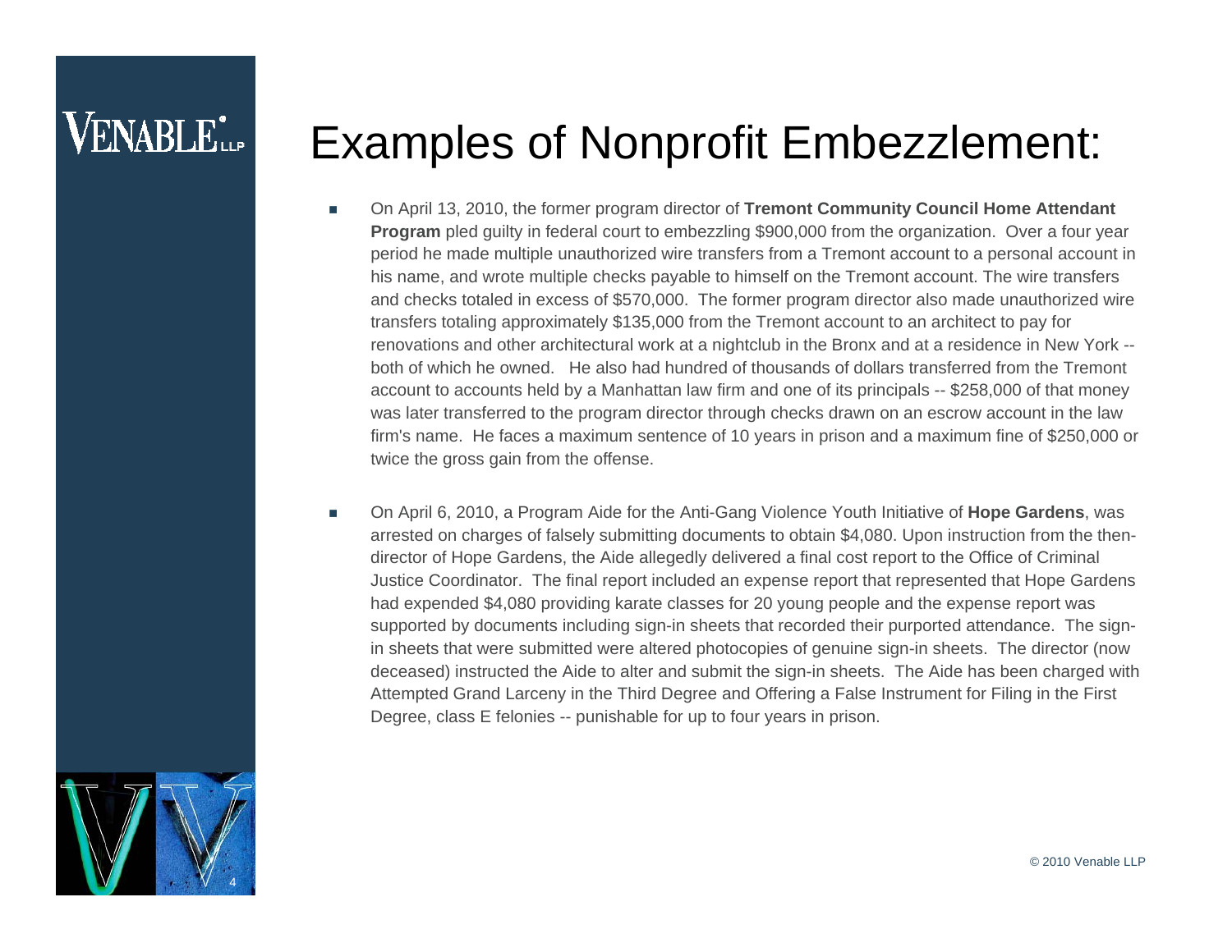# Examples of Nonprofit Embezzlement:

- On April 13, 2010, the former program director of **Tremont Community Council Home Attendant Program** pled guilty in federal court to embezzling $900,000 from the organization. Over a four year period he made multiple unauthorized wire transfers from a Tremont account to a personal account in his name, and wrote multiple checks payable to himself on the Tremont account. The wire transfers and checks totaled in excess of $570,000. The former program director also made unauthorized wire transfers totaling approximately $135,000 from the Tremont account to an architect to pay for renovations and other architectural work at a nightclub in the Bronx and at a residence in New York -- both of which he owned. He also had hundred of thousands of dollars transferred from the Tremont account to accounts held by a Manhattan law firm and one of its principals -- $258,000 of that money was later transferred to the program director through checks drawn on an escrow account in the law firm's name. He faces a maximum sentence of 10 years in prison and a maximum fine of $250,000 or twice the gross gain from the offense.

- On April 6, 2010, a Program Aide for the Anti-Gang Violence Youth Initiative of **Hope Gardens**, was arrested on charges of falsely submitting documents to obtain $4,080. Upon instruction from the then-director of Hope Gardens, the Aide allegedly delivered a final cost report to the Office of Criminal Justice Coordinator. The final report included an expense report that represented that Hope Gardens had expended $4,080 providing karate classes for 20 young people and the expense report was supported by documents including sign-in sheets that recorded their purported attendance. The sign-in sheets that were submitted were altered photocopies of genuine sign-in sheets. The director (now deceased) instructed the Aide to alter and submit the sign-in sheets. The Aide has been charged with Attempted Grand Larceny in the Third Degree and Offering a False Instrument for Filing in the First Degree, class E felonies -- punishable for up to four years in prison.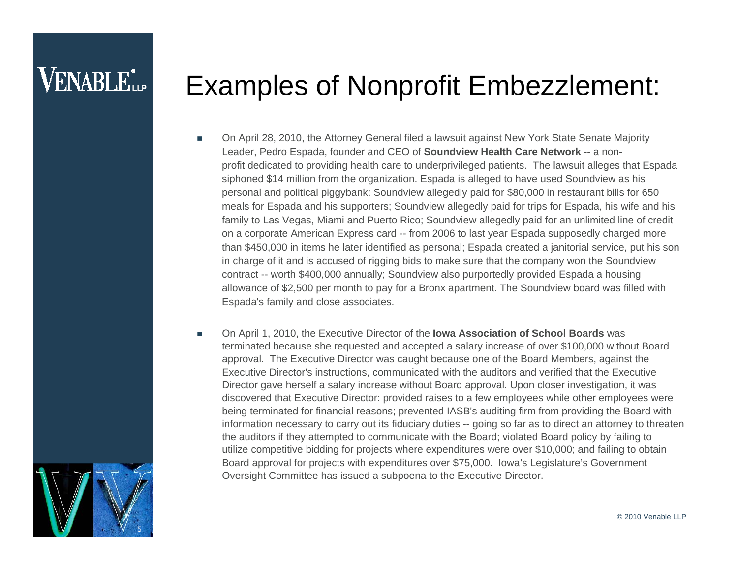# Examples of Nonprofit Embezzlement:

- On April 28, 2010, the Attorney General filed a lawsuit against New York State Senate Majority Leader, Pedro Espada, founder and CEO of **Soundview Health Care Network** -- a non-profit dedicated to providing health care to underprivileged patients. The lawsuit alleges that Espada siphoned $14 million from the organization. Espada is alleged to have used Soundview as his personal and political piggybank: Soundview allegedly paid for $80,000 in restaurant bills for 650 meals for Espada and his supporters; Soundview allegedly paid for trips for Espada, his wife and his family to Las Vegas, Miami and Puerto Rico; Soundview allegedly paid for an unlimited line of credit on a corporate American Express card -- from 2006 to last year Espada supposedly charged more than $450,000 in items he later identified as personal; Espada created a janitorial service, put his son in charge of it and is accused of rigging bids to make sure that the company won the Soundview contract -- worth $400,000 annually; Soundview also purportedly provided Espada a housing allowance of $2,500 per month to pay for a Bronx apartment. The Soundview board was filled with Espada's family and close associates.

- On April 1, 2010, the Executive Director of the **Iowa Association of School Boards** was terminated because she requested and accepted a salary increase of over $100,000 without Board approval. The Executive Director was caught because one of the Board Members, against the Executive Director's instructions, communicated with the auditors and verified that the Executive Director gave herself a salary increase without Board approval. Upon closer investigation, it was discovered that Executive Director: provided raises to a few employees while other employees were being terminated for financial reasons; prevented IASB's auditing firm from providing the Board with information necessary to carry out its fiduciary duties -- going so far as to direct an attorney to threaten the auditors if they attempted to communicate with the Board; violated Board policy by failing to utilize competitive bidding for projects where expenditures were over $10,000; and failing to obtain Board approval for projects with expenditures over $75,000. Iowa's Legislature's Government Oversight Committee has issued a subpoena to the Executive Director.

© 2010 Venable LLP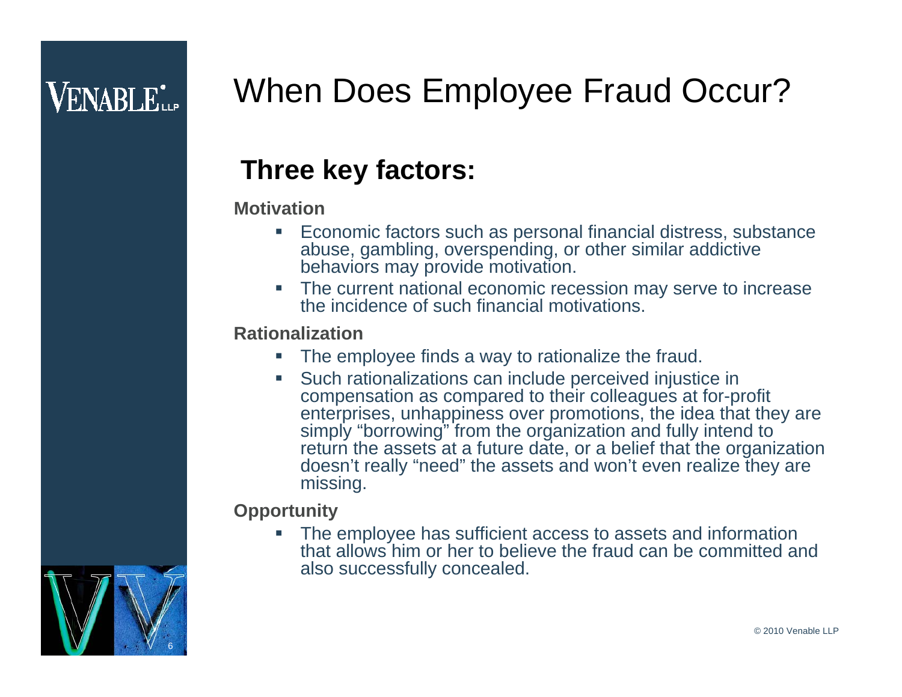# When Does Employee Fraud Occur?

## Three key factors:

**Motivation**

- Economic factors such as personal financial distress, substance abuse, gambling, overspending, or other similar addictive behaviors may provide motivation.
- The current national economic recession may serve to increase the incidence of such financial motivations.

**Rationalization**

- The employee finds a way to rationalize the fraud.
- Such rationalizations can include perceived injustice in compensation as compared to their colleagues at for-profit enterprises, unhappiness over promotions, the idea that they are simply "borrowing" from the organization and fully intend to return the assets at a future date, or a belief that the organization doesn't really "need" the assets and won't even realize they are missing.

**Opportunity**

- The employee has sufficient access to assets and information that allows him or her to believe the fraud can be committed and also successfully concealed.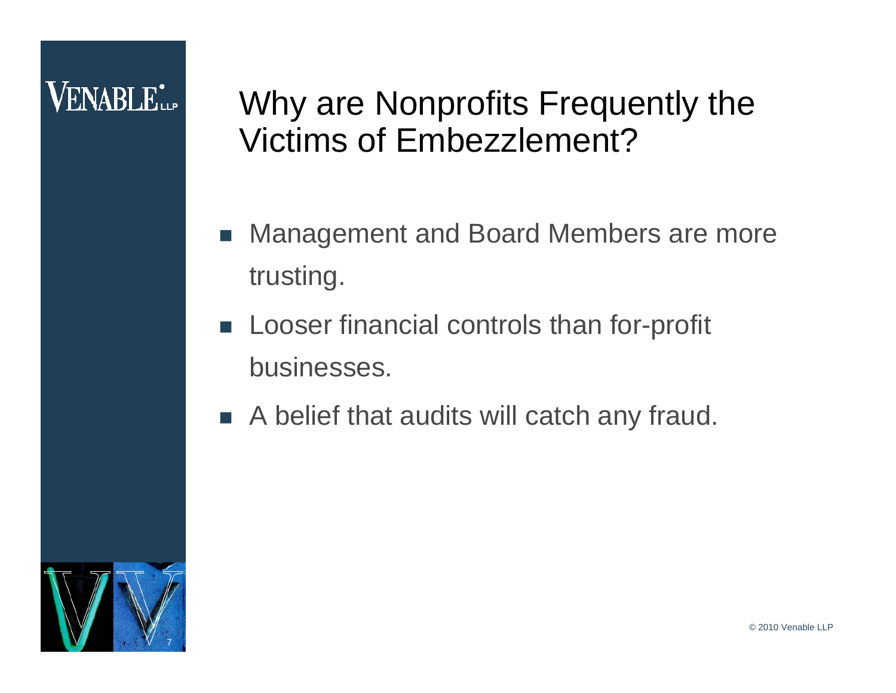# Why are Nonprofits Frequently the Victims of Embezzlement?

- Management and Board Members are more trusting.
- Looser financial controls than for-profit businesses.
- A belief that audits will catch any fraud.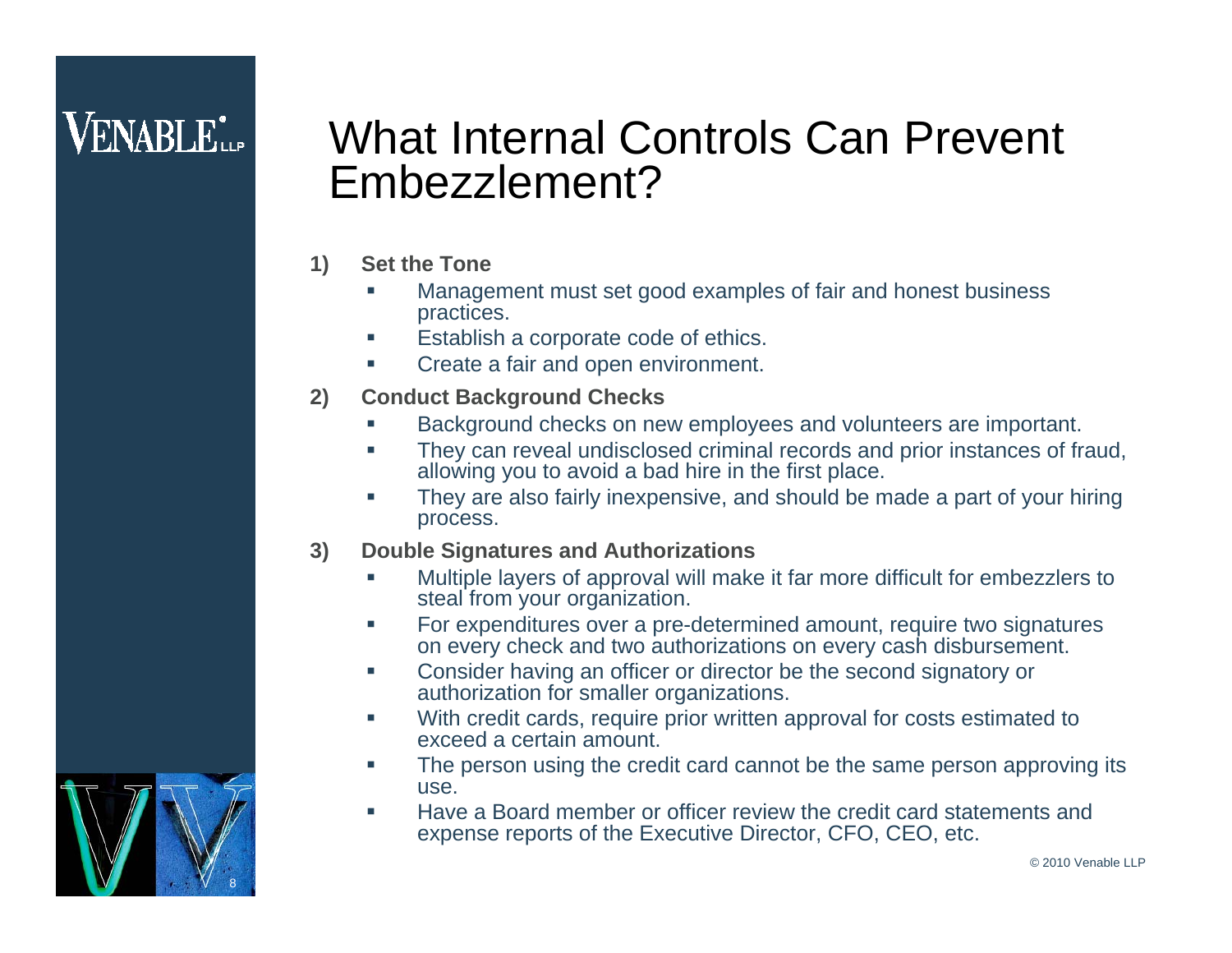# What Internal Controls Can Prevent Embezzlement?

1) **Set the Tone**
   - Management must set good examples of fair and honest business practices.
   - Establish a corporate code of ethics.
   - Create a fair and open environment.

2) **Conduct Background Checks**
   - Background checks on new employees and volunteers are important.
   - They can reveal undisclosed criminal records and prior instances of fraud, allowing you to avoid a bad hire in the first place.
   - They are also fairly inexpensive, and should be made a part of your hiring process.

3) **Double Signatures and Authorizations**
   - Multiple layers of approval will make it far more difficult for embezzlers to steal from your organization.
   - For expenditures over a pre-determined amount, require two signatures on every check and two authorizations on every cash disbursement.
   - Consider having an officer or director be the second signatory or authorization for smaller organizations.
   - With credit cards, require prior written approval for costs estimated to exceed a certain amount.
   - The person using the credit card cannot be the same person approving its use.
   - Have a Board member or officer review the credit card statements and expense reports of the Executive Director, CFO, CEO, etc.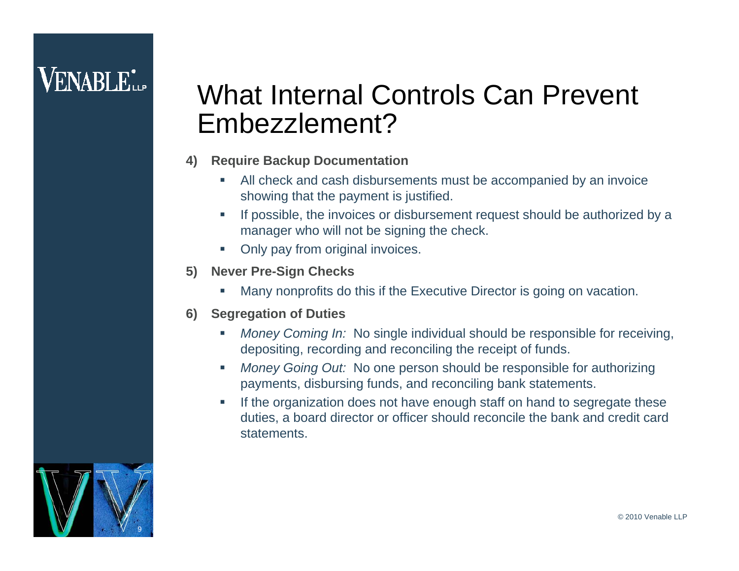# What Internal Controls Can Prevent Embezzlement?

4) **Require Backup Documentation**
   - All check and cash disbursements must be accompanied by an invoice showing that the payment is justified.
   - If possible, the invoices or disbursement request should be authorized by a manager who will not be signing the check.
   - Only pay from original invoices.

5) **Never Pre-Sign Checks**
   - Many nonprofits do this if the Executive Director is going on vacation.

6) **Segregation of Duties**
   - *Money Coming In:* No single individual should be responsible for receiving, depositing, recording and reconciling the receipt of funds.
   - *Money Going Out:* No one person should be responsible for authorizing payments, disbursing funds, and reconciling bank statements.
   - If the organization does not have enough staff on hand to segregate these duties, a board director or officer should reconcile the bank and credit card statements.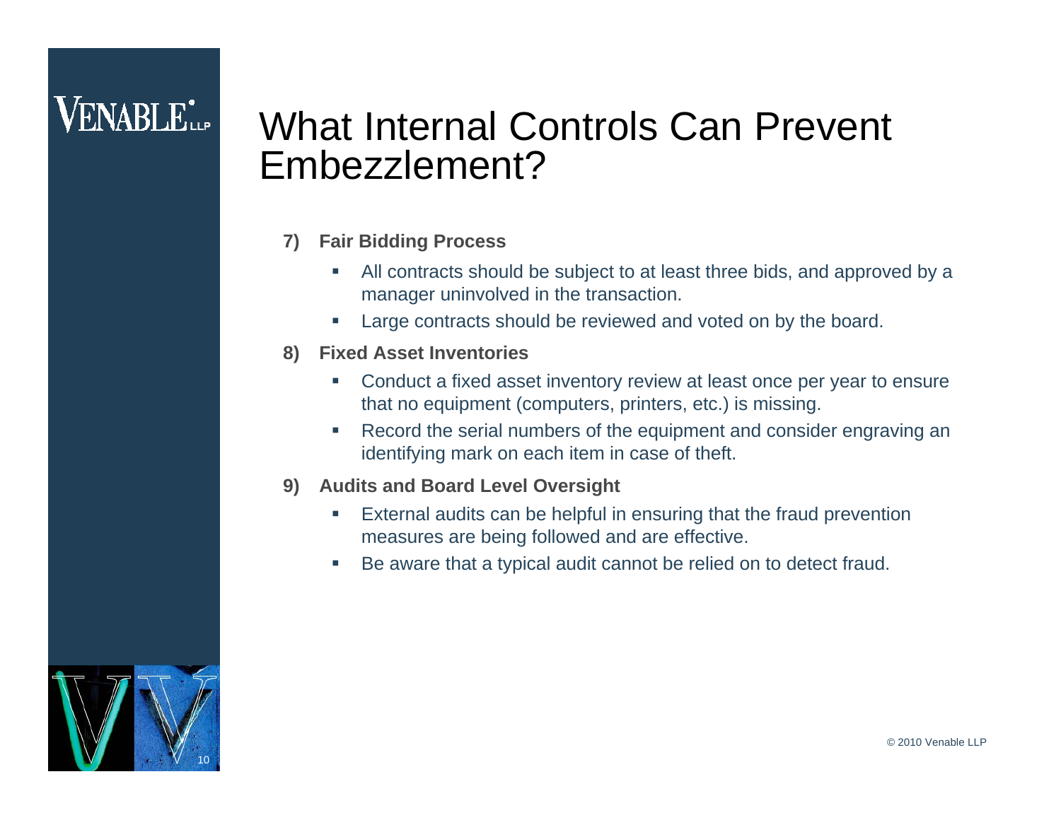# What Internal Controls Can Prevent Embezzlement?

7) **Fair Bidding Process**
   - All contracts should be subject to at least three bids, and approved by a manager uninvolved in the transaction.
   - Large contracts should be reviewed and voted on by the board.

8) **Fixed Asset Inventories**
   - Conduct a fixed asset inventory review at least once per year to ensure that no equipment (computers, printers, etc.) is missing.
   - Record the serial numbers of the equipment and consider engraving an identifying mark on each item in case of theft.

9) **Audits and Board Level Oversight**
   - External audits can be helpful in ensuring that the fraud prevention measures are being followed and are effective.
   - Be aware that a typical audit cannot be relied on to detect fraud.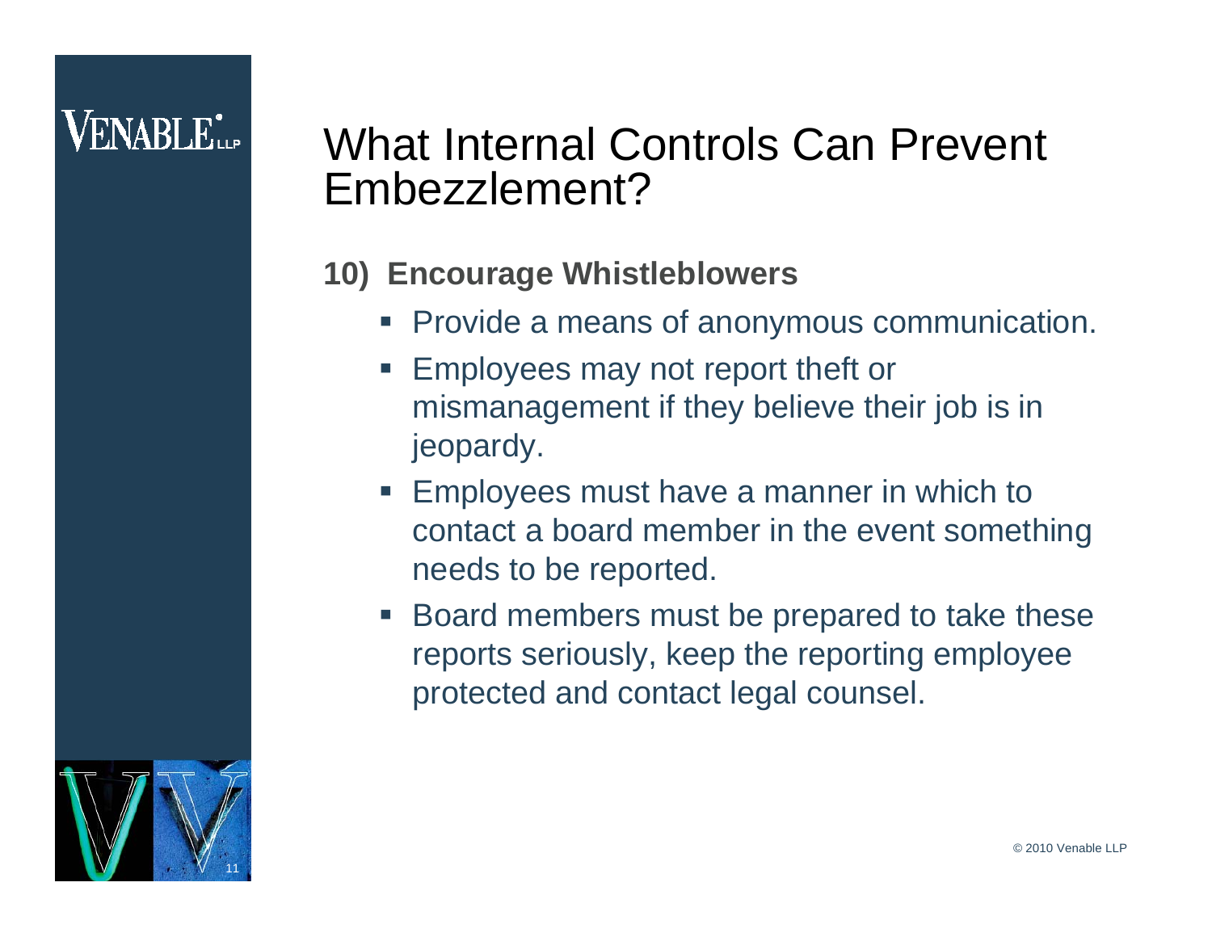# What Internal Controls Can Prevent Embezzlement?

**10) Encourage Whistleblowers**

- Provide a means of anonymous communication.
- Employees may not report theft or mismanagement if they believe their job is in jeopardy.
- Employees must have a manner in which to contact a board member in the event something needs to be reported.
- Board members must be prepared to take these reports seriously, keep the reporting employee protected and contact legal counsel.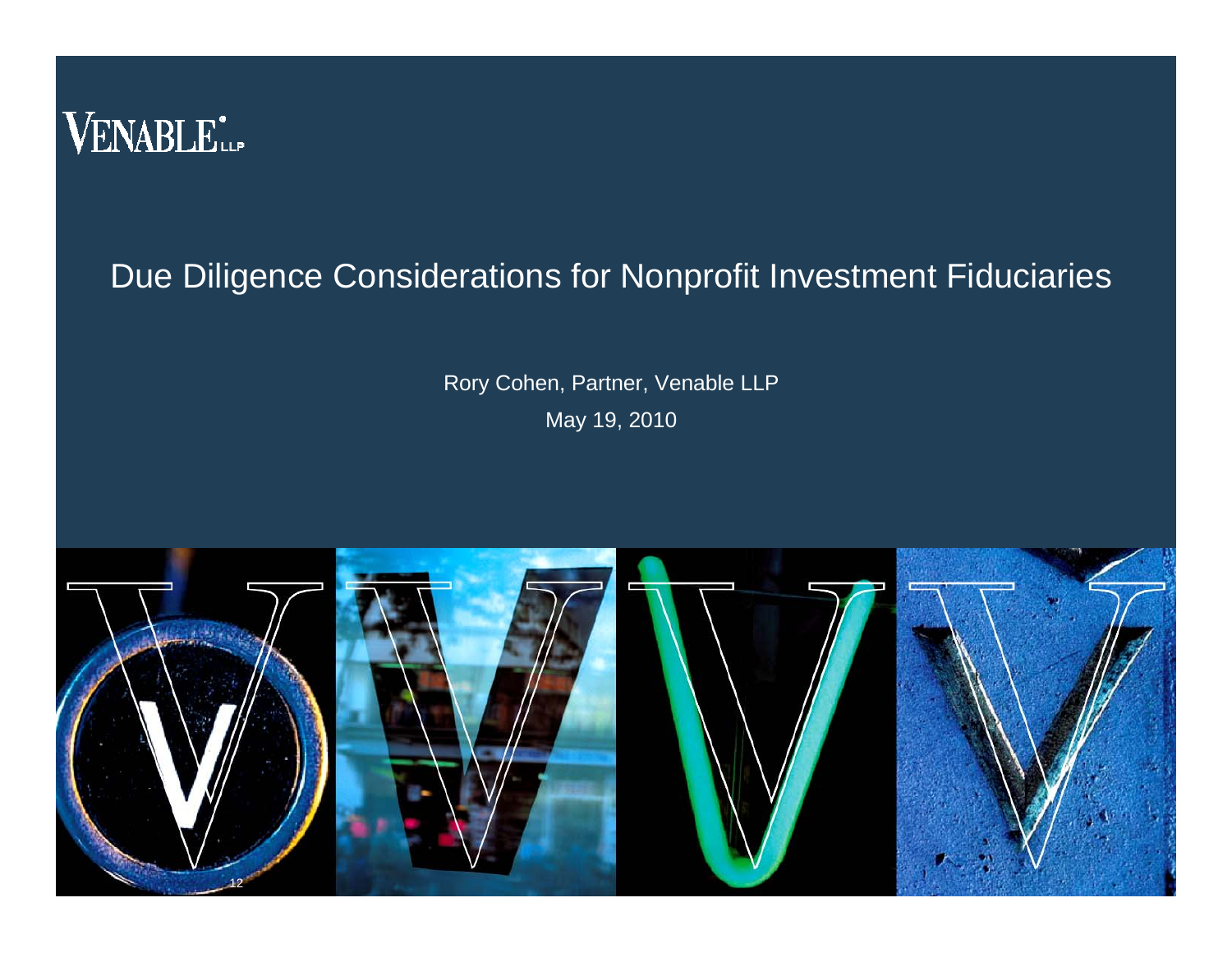VENABLE LLP

# Due Diligence Considerations for Nonprofit Investment Fiduciaries

Rory Cohen, Partner, Venable LLP

May 19, 2010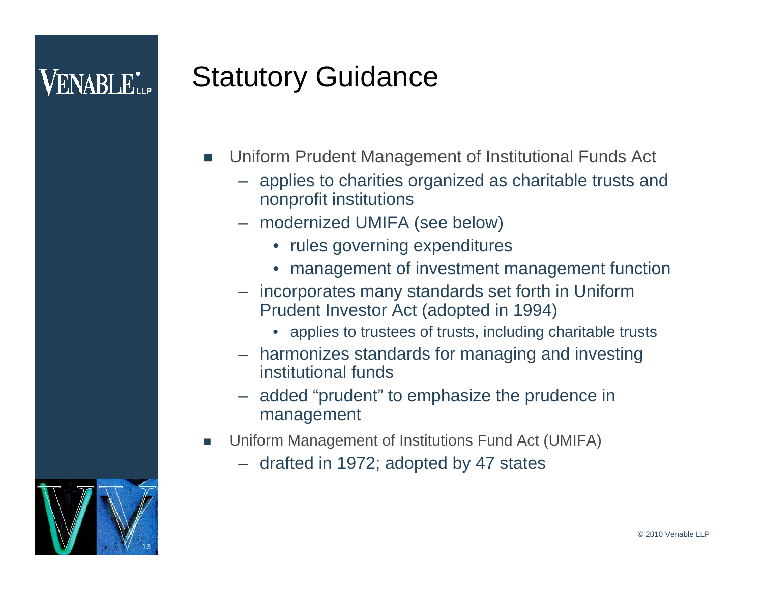# Statutory Guidance

- Uniform Prudent Management of Institutional Funds Act
  - applies to charities organized as charitable trusts and nonprofit institutions
  - modernized UMIFA (see below)
    - rules governing expenditures
    - management of investment management function
  - incorporates many standards set forth in Uniform Prudent Investor Act (adopted in 1994)
    - applies to trustees of trusts, including charitable trusts
  - harmonizes standards for managing and investing institutional funds
  - added "prudent" to emphasize the prudence in management
- Uniform Management of Institutions Fund Act (UMIFA)
  - drafted in 1972; adopted by 47 states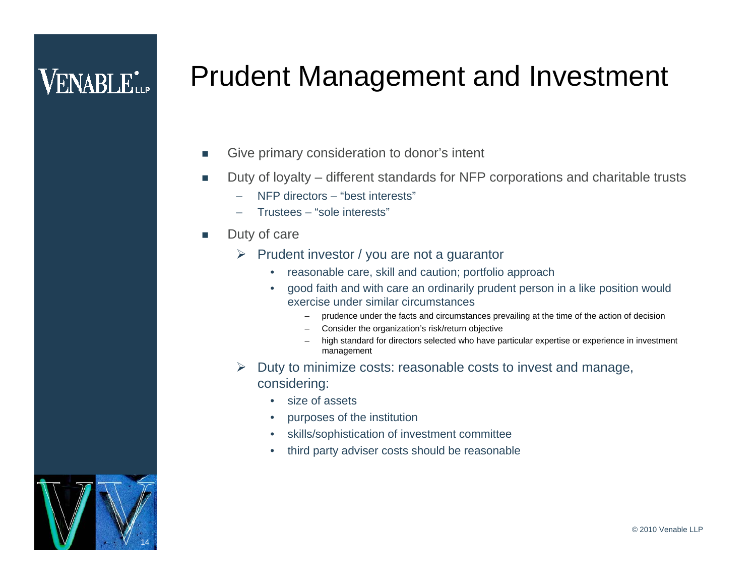# Prudent Management and Investment

- Give primary consideration to donor's intent
- Duty of loyalty – different standards for NFP corporations and charitable trusts
  - NFP directors – "best interests"
  - Trustees – "sole interests"
- Duty of care
  - Prudent investor / you are not a guarantor
    - reasonable care, skill and caution; portfolio approach
    - good faith and with care an ordinarily prudent person in a like position would exercise under similar circumstances
      - prudence under the facts and circumstances prevailing at the time of the action of decision
      - Consider the organization's risk/return objective
      - high standard for directors selected who have particular expertise or experience in investment management
  - Duty to minimize costs: reasonable costs to invest and manage, considering:
    - size of assets
    - purposes of the institution
    - skills/sophistication of investment committee
    - third party adviser costs should be reasonable

© 2010 Venable LLP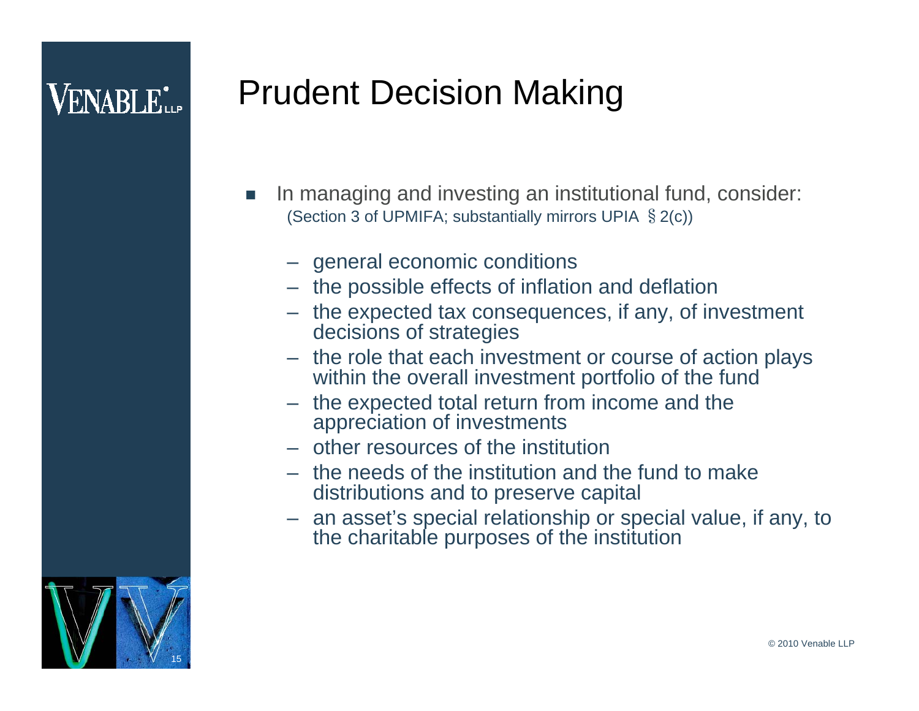# Prudent Decision Making

- In managing and investing an institutional fund, consider: (Section 3 of UPMIFA; substantially mirrors UPIA § 2(c))
  - general economic conditions
  - the possible effects of inflation and deflation
  - the expected tax consequences, if any, of investment decisions of strategies
  - the role that each investment or course of action plays within the overall investment portfolio of the fund
  - the expected total return from income and the appreciation of investments
  - other resources of the institution
  - the needs of the institution and the fund to make distributions and to preserve capital
  - an asset's special relationship or special value, if any, to the charitable purposes of the institution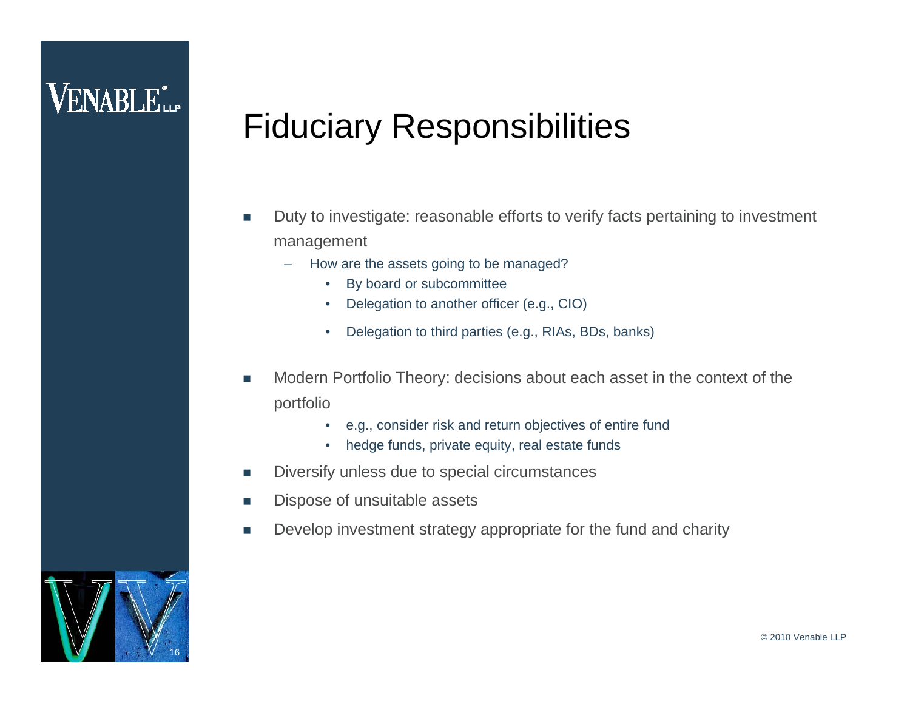# Fiduciary Responsibilities

- Duty to investigate: reasonable efforts to verify facts pertaining to investment management
  - How are the assets going to be managed?
    - By board or subcommittee
    - Delegation to another officer (e.g., CIO)
    - Delegation to third parties (e.g., RIAs, BDs, banks)
- Modern Portfolio Theory: decisions about each asset in the context of the portfolio
    - e.g., consider risk and return objectives of entire fund
    - hedge funds, private equity, real estate funds
- Diversify unless due to special circumstances
- Dispose of unsuitable assets
- Develop investment strategy appropriate for the fund and charity

© 2010 Venable LLP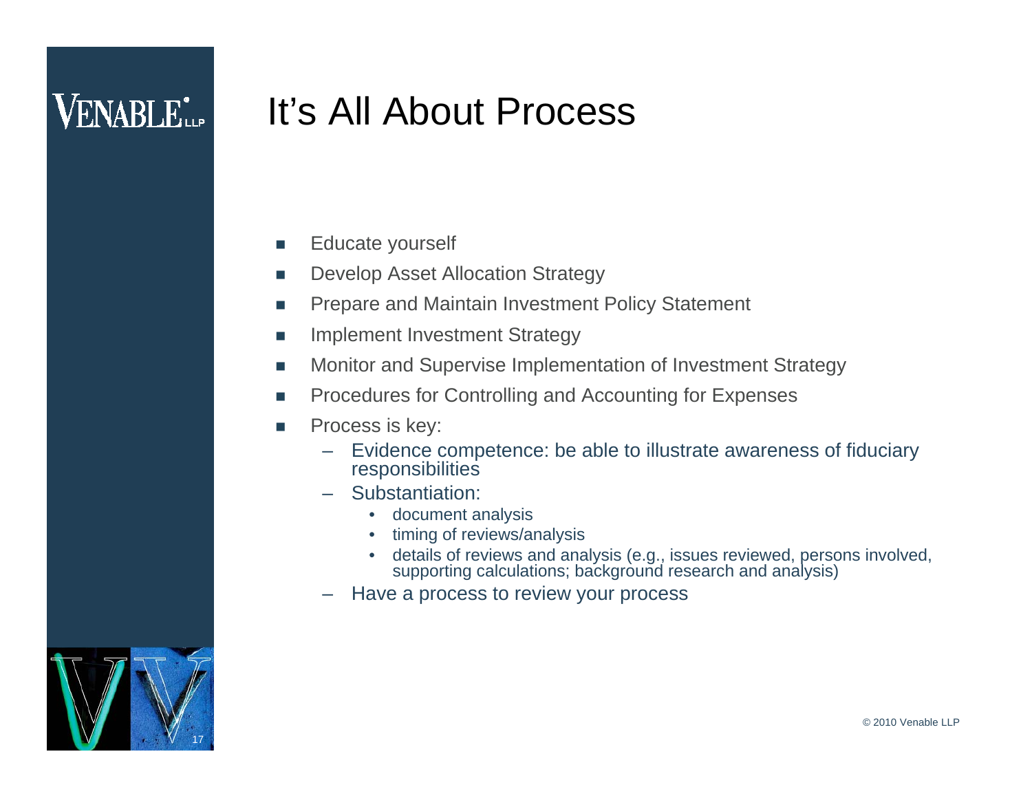# It's All About Process

- Educate yourself
- Develop Asset Allocation Strategy
- Prepare and Maintain Investment Policy Statement
- Implement Investment Strategy
- Monitor and Supervise Implementation of Investment Strategy
- Procedures for Controlling and Accounting for Expenses
- Process is key:
  - Evidence competence: be able to illustrate awareness of fiduciary responsibilities
  - Substantiation:
    - document analysis
    - timing of reviews/analysis
    - details of reviews and analysis (e.g., issues reviewed, persons involved, supporting calculations; background research and analysis)
  - Have a process to review your process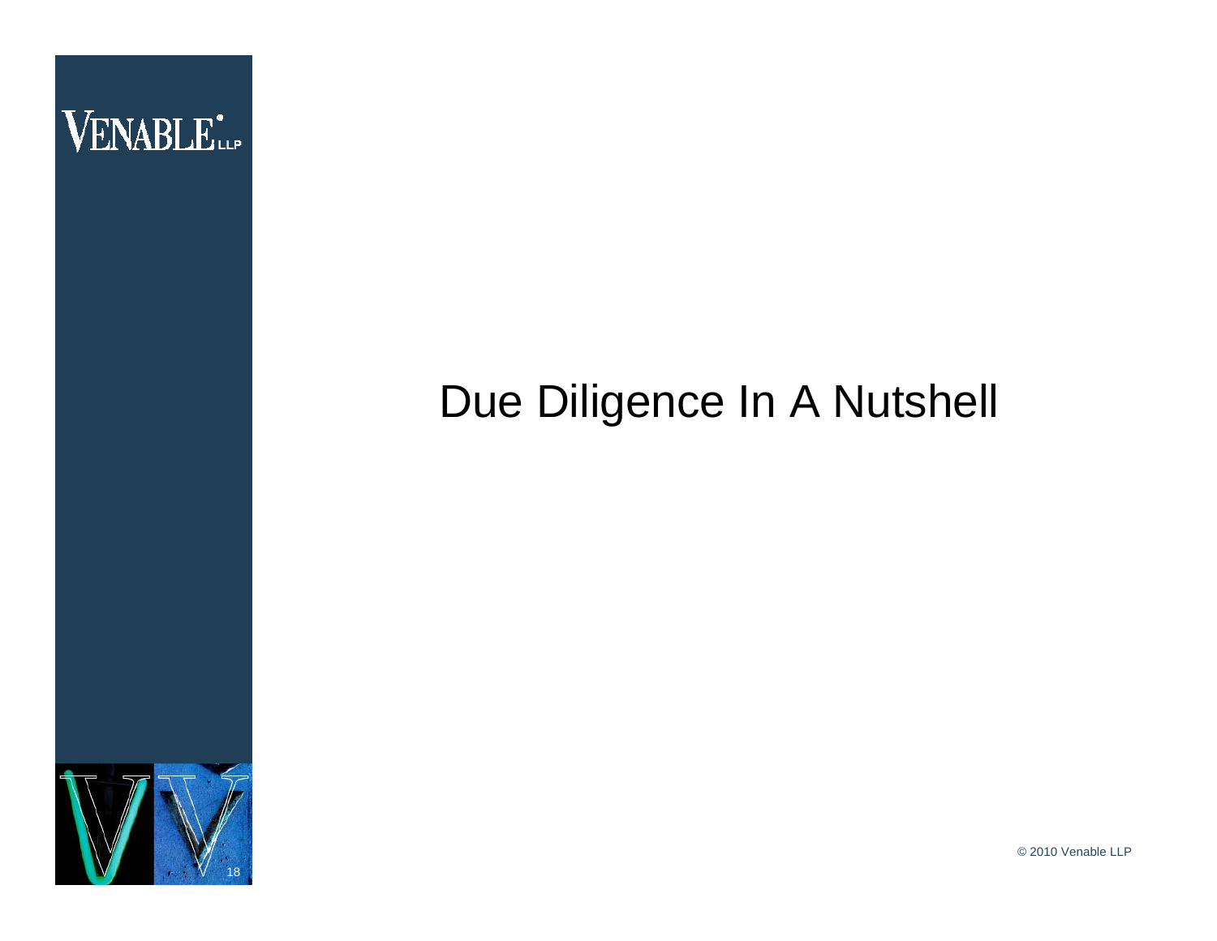# Due Diligence In A Nutshell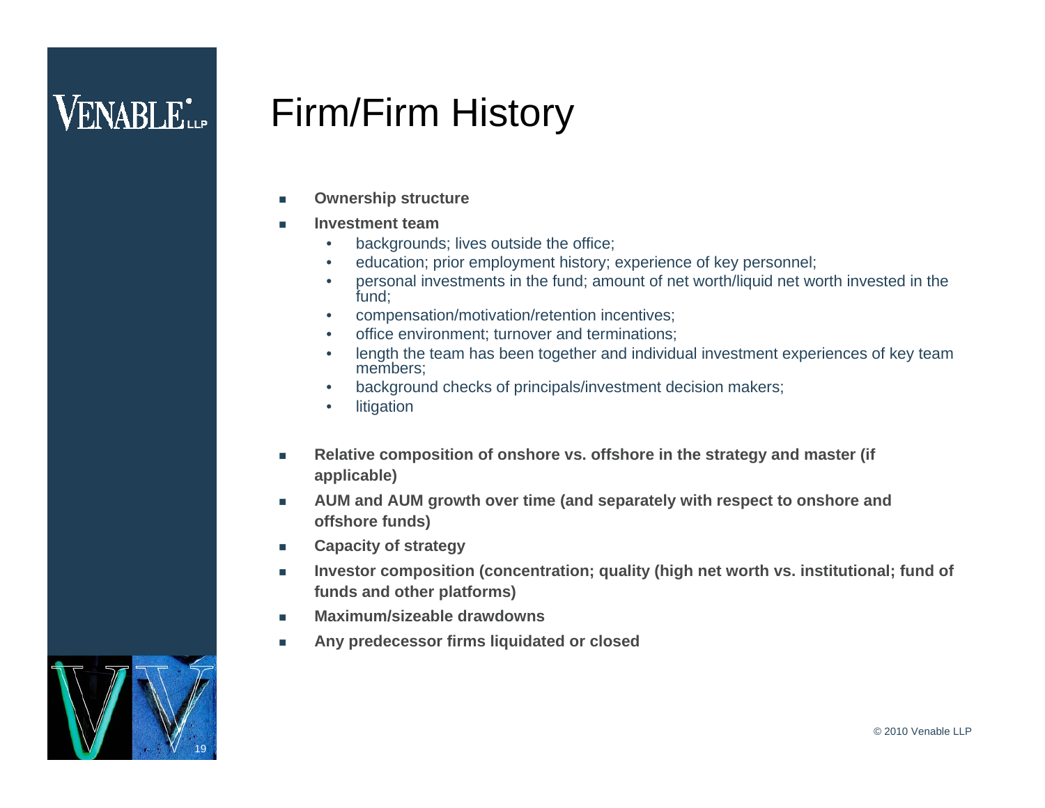# Firm/Firm History

- **Ownership structure**
- **Investment team**
  - backgrounds; lives outside the office;
  - education; prior employment history; experience of key personnel;
  - personal investments in the fund; amount of net worth/liquid net worth invested in the fund;
  - compensation/motivation/retention incentives;
  - office environment; turnover and terminations;
  - length the team has been together and individual investment experiences of key team members;
  - background checks of principals/investment decision makers;
  - litigation
- **Relative composition of onshore vs. offshore in the strategy and master (if applicable)**
- **AUM and AUM growth over time (and separately with respect to onshore and offshore funds)**
- **Capacity of strategy**
- **Investor composition (concentration; quality (high net worth vs. institutional; fund of funds and other platforms)**
- **Maximum/sizeable drawdowns**
- **Any predecessor firms liquidated or closed**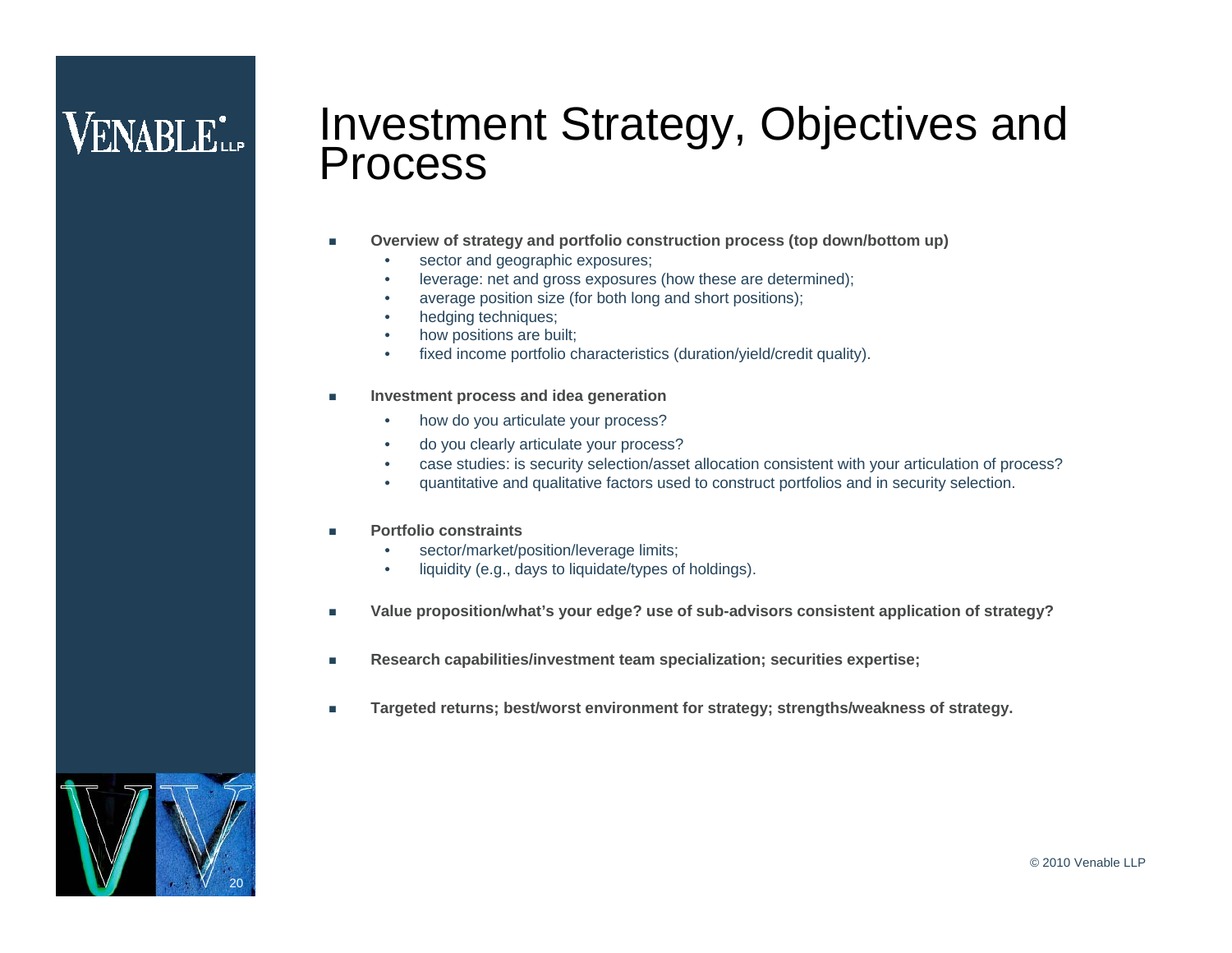# Investment Strategy, Objectives and Process

- **Overview of strategy and portfolio construction process (top down/bottom up)**
  - sector and geographic exposures;
  - leverage: net and gross exposures (how these are determined);
  - average position size (for both long and short positions);
  - hedging techniques;
  - how positions are built;
  - fixed income portfolio characteristics (duration/yield/credit quality).

- **Investment process and idea generation**
  - how do you articulate your process?
  - do you clearly articulate your process?
  - case studies: is security selection/asset allocation consistent with your articulation of process?
  - quantitative and qualitative factors used to construct portfolios and in security selection.

- **Portfolio constraints**
  - sector/market/position/leverage limits;
  - liquidity (e.g., days to liquidate/types of holdings).

- **Value proposition/what's your edge? use of sub-advisors consistent application of strategy?**

- **Research capabilities/investment team specialization; securities expertise;**

- **Targeted returns; best/worst environment for strategy; strengths/weakness of strategy.**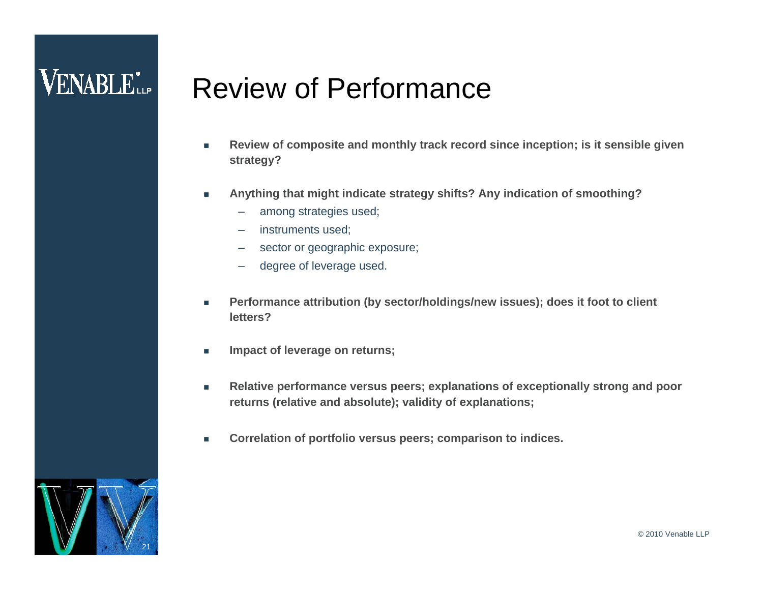# Review of Performance

- **Review of composite and monthly track record since inception; is it sensible given strategy?**
- **Anything that might indicate strategy shifts? Any indication of smoothing?**
  - among strategies used;
  - instruments used;
  - sector or geographic exposure;
  - degree of leverage used.
- **Performance attribution (by sector/holdings/new issues); does it foot to client letters?**
- **Impact of leverage on returns;**
- **Relative performance versus peers; explanations of exceptionally strong and poor returns (relative and absolute); validity of explanations;**
- **Correlation of portfolio versus peers; comparison to indices.**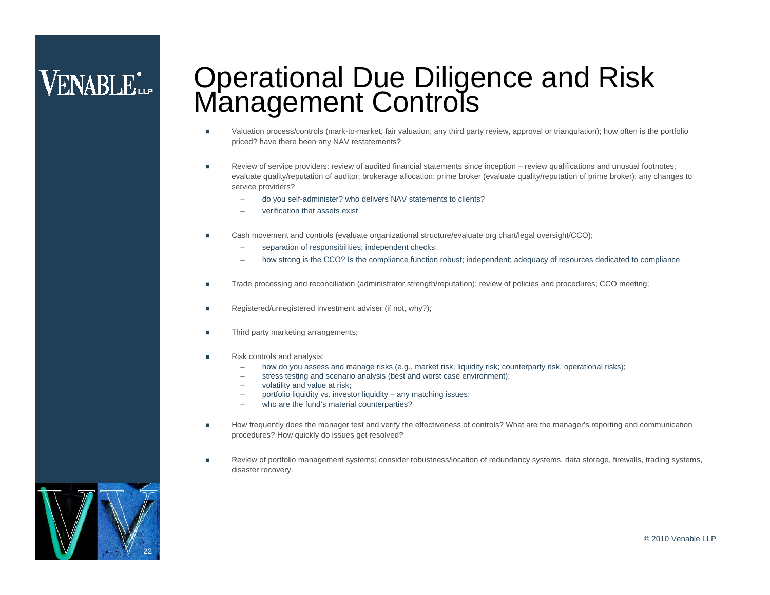# Operational Due Diligence and Risk Management Controls

- Valuation process/controls (mark-to-market; fair valuation; any third party review, approval or triangulation); how often is the portfolio priced? have there been any NAV restatements?

- Review of service providers: review of audited financial statements since inception – review qualifications and unusual footnotes; evaluate quality/reputation of auditor; brokerage allocation; prime broker (evaluate quality/reputation of prime broker); any changes to service providers?
  - do you self-administer? who delivers NAV statements to clients?
  - verification that assets exist

- Cash movement and controls (evaluate organizational structure/evaluate org chart/legal oversight/CCO);
  - separation of responsibilities; independent checks;
  - how strong is the CCO? Is the compliance function robust; independent; adequacy of resources dedicated to compliance

- Trade processing and reconciliation (administrator strength/reputation); review of policies and procedures; CCO meeting;

- Registered/unregistered investment adviser (if not, why?);

- Third party marketing arrangements;

- Risk controls and analysis:
  - how do you assess and manage risks (e.g., market risk, liquidity risk; counterparty risk, operational risks);
  - stress testing and scenario analysis (best and worst case environment);
  - volatility and value at risk;
  - portfolio liquidity vs. investor liquidity – any matching issues;
  - who are the fund's material counterparties?

- How frequently does the manager test and verify the effectiveness of controls? What are the manager's reporting and communication procedures? How quickly do issues get resolved?

- Review of portfolio management systems; consider robustness/location of redundancy systems, data storage, firewalls, trading systems, disaster recovery.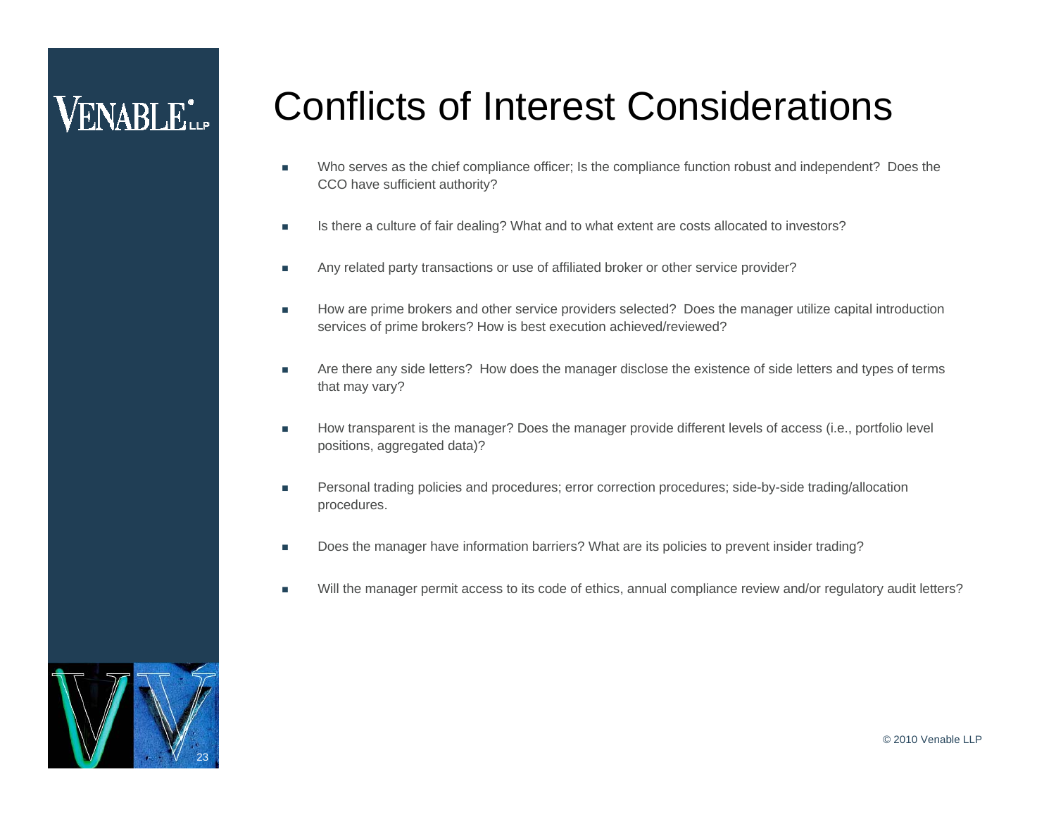# Conflicts of Interest Considerations

- Who serves as the chief compliance officer; Is the compliance function robust and independent? Does the CCO have sufficient authority?
- Is there a culture of fair dealing? What and to what extent are costs allocated to investors?
- Any related party transactions or use of affiliated broker or other service provider?
- How are prime brokers and other service providers selected? Does the manager utilize capital introduction services of prime brokers? How is best execution achieved/reviewed?
- Are there any side letters? How does the manager disclose the existence of side letters and types of terms that may vary?
- How transparent is the manager? Does the manager provide different levels of access (i.e., portfolio level positions, aggregated data)?
- Personal trading policies and procedures; error correction procedures; side-by-side trading/allocation procedures.
- Does the manager have information barriers? What are its policies to prevent insider trading?
- Will the manager permit access to its code of ethics, annual compliance review and/or regulatory audit letters?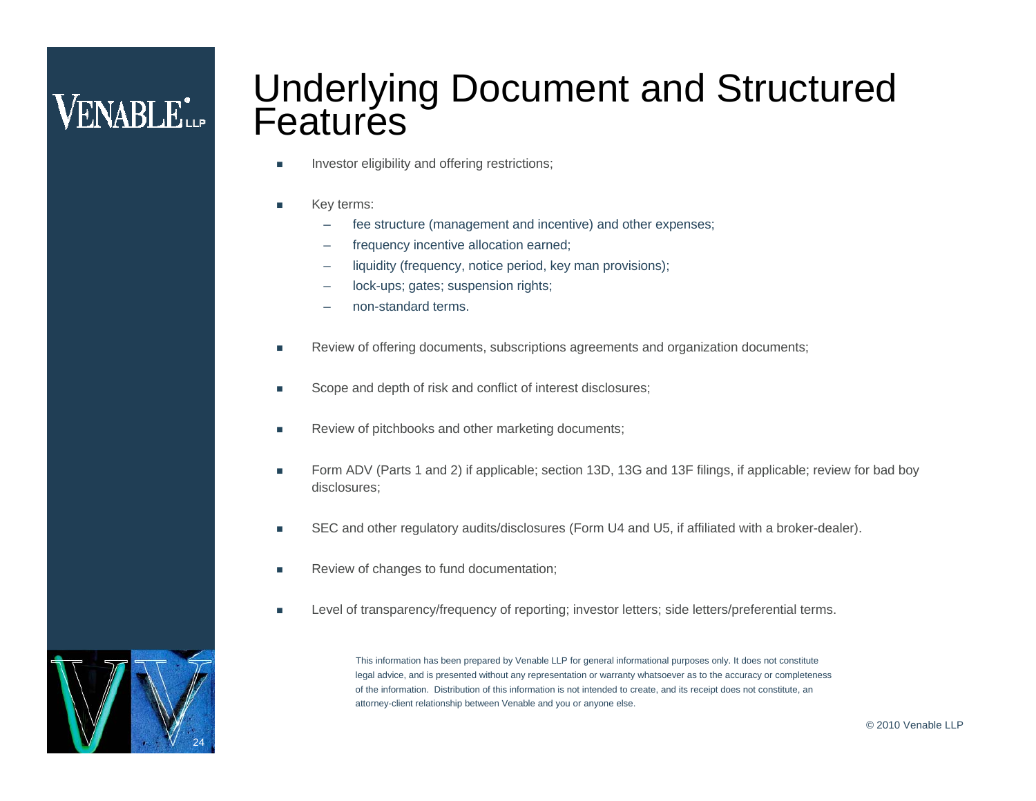# Underlying Document and Structured Features

- Investor eligibility and offering restrictions;
- Key terms:
  - fee structure (management and incentive) and other expenses;
  - frequency incentive allocation earned;
  - liquidity (frequency, notice period, key man provisions);
  - lock-ups; gates; suspension rights;
  - non-standard terms.
- Review of offering documents, subscriptions agreements and organization documents;
- Scope and depth of risk and conflict of interest disclosures;
- Review of pitchbooks and other marketing documents;
- Form ADV (Parts 1 and 2) if applicable; section 13D, 13G and 13F filings, if applicable; review for bad boy disclosures;
- SEC and other regulatory audits/disclosures (Form U4 and U5, if affiliated with a broker-dealer).
- Review of changes to fund documentation;
- Level of transparency/frequency of reporting; investor letters; side letters/preferential terms.

This information has been prepared by Venable LLP for general informational purposes only. It does not constitute legal advice, and is presented without any representation or warranty whatsoever as to the accuracy or completeness of the information. Distribution of this information is not intended to create, and its receipt does not constitute, an attorney-client relationship between Venable and you or anyone else.

© 2010 Venable LLP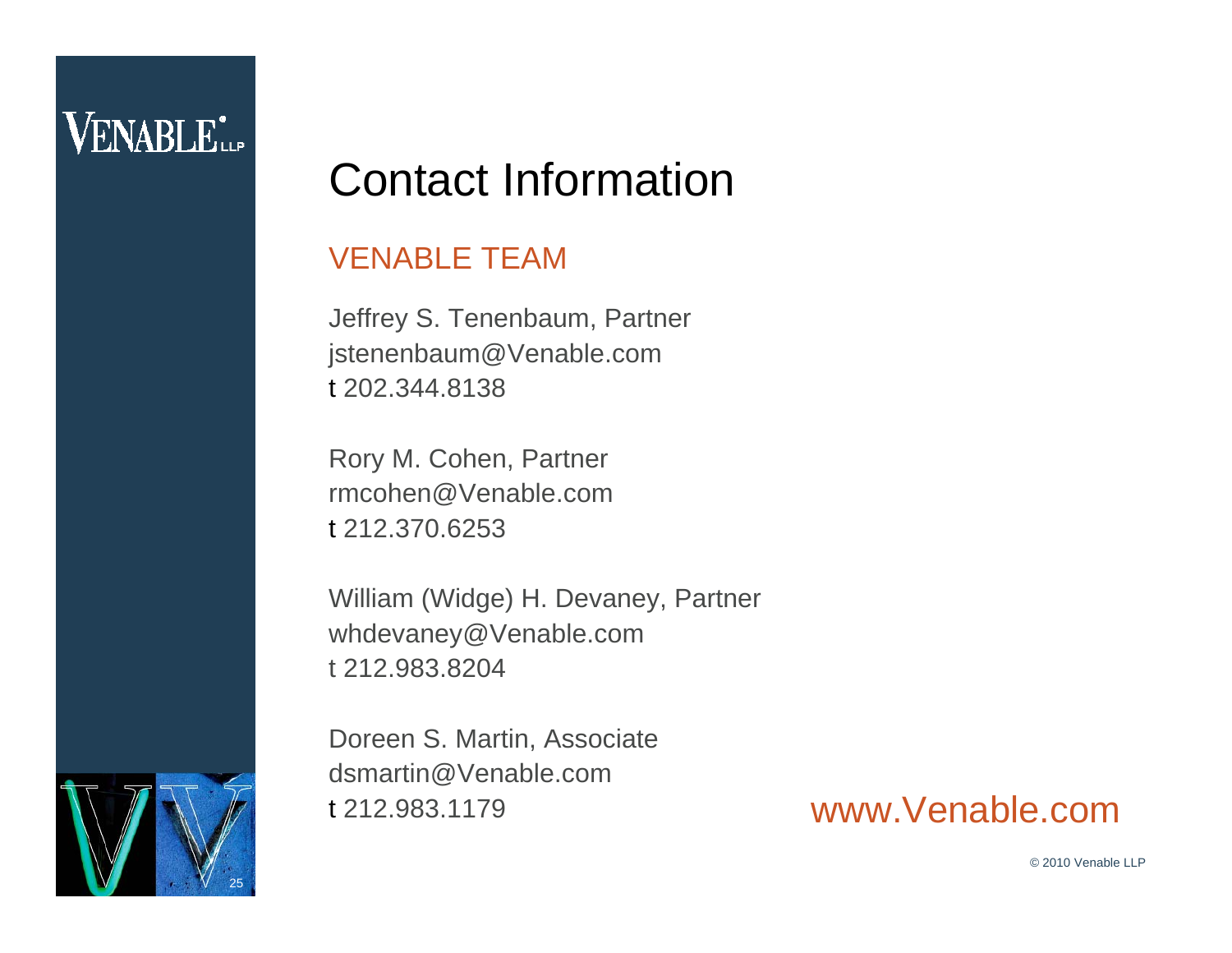# Contact Information

## VENABLE TEAM

Jeffrey S. Tenenbaum, Partner
jstenenbaum@Venable.com
t 202.344.8138

Rory M. Cohen, Partner
rmcohen@Venable.com
t 212.370.6253

William (Widge) H. Devaney, Partner
whdevaney@Venable.com
t 212.983.8204

Doreen S. Martin, Associate
dsmartin@Venable.com
t 212.983.1179

www.Venable.com

© 2010 Venable LLP